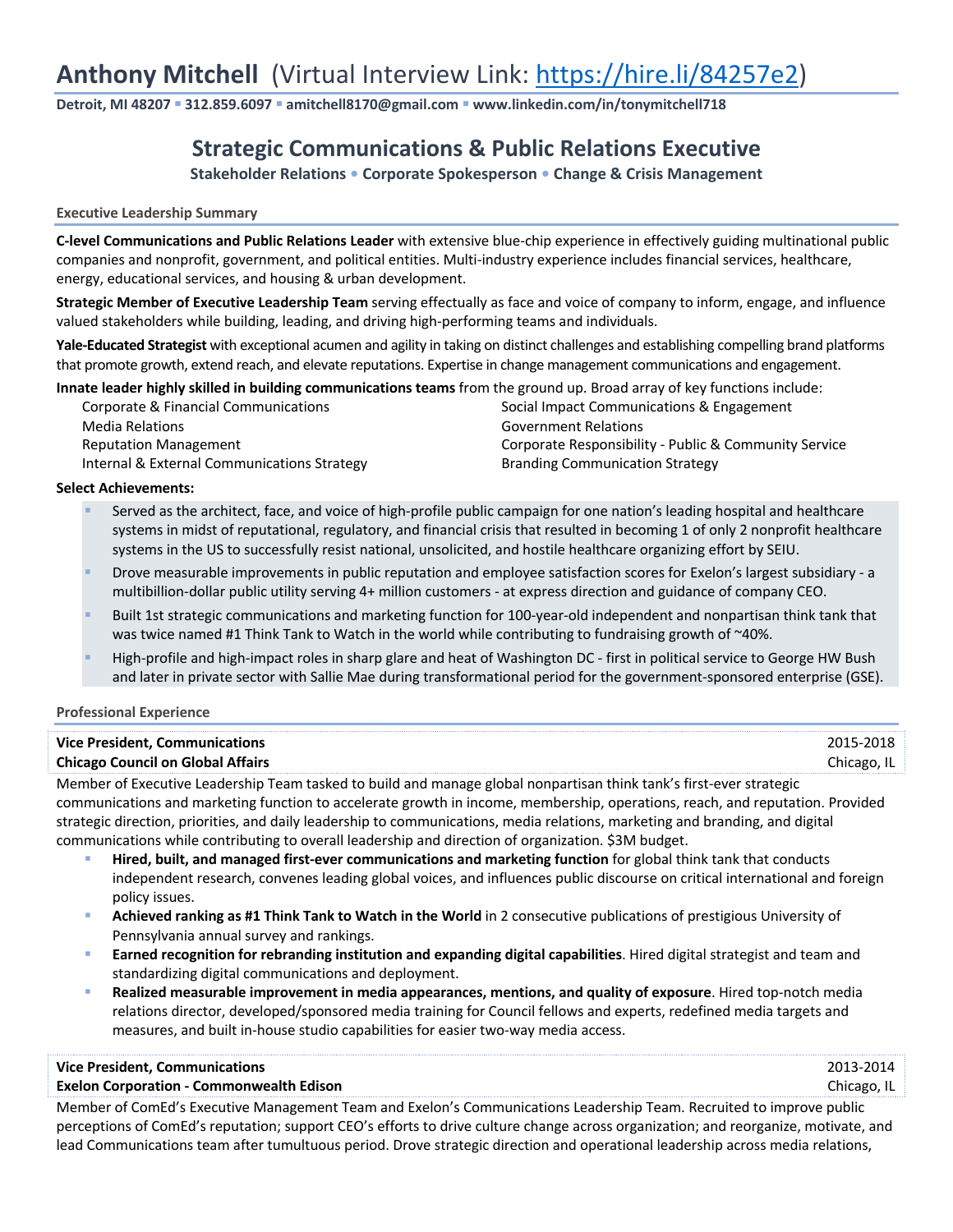# Anthony Mitchell (Virtual Interview Link: https://hire.li/84257e2)

**Detroit, MI 48207 ▪ 312.859.6097 ▪ amitchell8170@gmail.com ▪ www.linkedin.com/in/tonymitchell718**

## Strategic Communications & Public Relations Executive

**Stakeholder Relations • Corporate Spokesperson • Change & Crisis Management**

### Executive Leadership Summary

**C-level Communications and Public Relations Leader** with extensive blue-chip experience in effectively guiding multinational public companies and nonprofit, government, and political entities. Multi-industry experience includes financial services, healthcare, energy, educational services, and housing & urban development.

**Strategic Member of Executive Leadership Team** serving effectually as face and voice of company to inform, engage, and influence valued stakeholders while building, leading, and driving high-performing teams and individuals.

**Yale-Educated Strategist** with exceptional acumen and agility in taking on distinct challenges and establishing compelling brand platforms that promote growth, extend reach, and elevate reputations. Expertise in change management communications and engagement.

**Innate leader highly skilled in building communications teams** from the ground up. Broad array of key functions include:

- Corporate & Financial Communications
- Media Relations
- Reputation Management
- Internal & External Communications Strategy
- Social Impact Communications & Engagement
- Government Relations
- Corporate Responsibility - Public & Community Service
- Branding Communication Strategy

**Select Achievements:**

- Served as the architect, face, and voice of high-profile public campaign for one nation's leading hospital and healthcare systems in midst of reputational, regulatory, and financial crisis that resulted in becoming 1 of only 2 nonprofit healthcare systems in the US to successfully resist national, unsolicited, and hostile healthcare organizing effort by SEIU.
- Drove measurable improvements in public reputation and employee satisfaction scores for Exelon's largest subsidiary - a multibillion-dollar public utility serving 4+ million customers - at express direction and guidance of company CEO.
- Built 1st strategic communications and marketing function for 100-year-old independent and nonpartisan think tank that was twice named #1 Think Tank to Watch in the world while contributing to fundraising growth of ~40%.
- High-profile and high-impact roles in sharp glare and heat of Washington DC - first in political service to George HW Bush and later in private sector with Sallie Mae during transformational period for the government-sponsored enterprise (GSE).

### Professional Experience

**Vice President, Communications** — 2015-2018
**Chicago Council on Global Affairs** — Chicago, IL

Member of Executive Leadership Team tasked to build and manage global nonpartisan think tank's first-ever strategic communications and marketing function to accelerate growth in income, membership, operations, reach, and reputation. Provided strategic direction, priorities, and daily leadership to communications, media relations, marketing and branding, and digital communications while contributing to overall leadership and direction of organization. $3M budget.

- **Hired, built, and managed first-ever communications and marketing function** for global think tank that conducts independent research, convenes leading global voices, and influences public discourse on critical international and foreign policy issues.
- **Achieved ranking as #1 Think Tank to Watch in the World** in 2 consecutive publications of prestigious University of Pennsylvania annual survey and rankings.
- **Earned recognition for rebranding institution and expanding digital capabilities**. Hired digital strategist and team and standardizing digital communications and deployment.
- **Realized measurable improvement in media appearances, mentions, and quality of exposure**. Hired top-notch media relations director, developed/sponsored media training for Council fellows and experts, redefined media targets and measures, and built in-house studio capabilities for easier two-way media access.

**Vice President, Communications** — 2013-2014
**Exelon Corporation - Commonwealth Edison** — Chicago, IL

Member of ComEd's Executive Management Team and Exelon's Communications Leadership Team. Recruited to improve public perceptions of ComEd's reputation; support CEO's efforts to drive culture change across organization; and reorganize, motivate, and lead Communications team after tumultuous period. Drove strategic direction and operational leadership across media relations,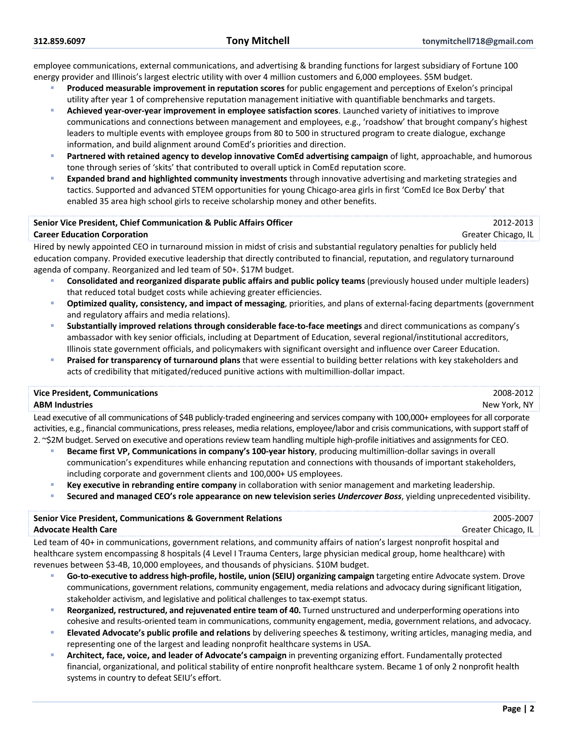employee communications, external communications, and advertising & branding functions for largest subsidiary of Fortune 100 energy provider and Illinois's largest electric utility with over 4 million customers and 6,000 employees. $5M budget.

- **Produced measurable improvement in reputation scores** for public engagement and perceptions of Exelon's principal utility after year 1 of comprehensive reputation management initiative with quantifiable benchmarks and targets.
- **Achieved year-over-year improvement in employee satisfaction scores**. Launched variety of initiatives to improve communications and connections between management and employees, e.g., 'roadshow' that brought company's highest leaders to multiple events with employee groups from 80 to 500 in structured program to create dialogue, exchange information, and build alignment around ComEd's priorities and direction.
- **Partnered with retained agency to develop innovative ComEd advertising campaign** of light, approachable, and humorous tone through series of 'skits' that contributed to overall uptick in ComEd reputation score.
- **Expanded brand and highlighted community investments** through innovative advertising and marketing strategies and tactics. Supported and advanced STEM opportunities for young Chicago-area girls in first 'ComEd Ice Box Derby' that enabled 35 area high school girls to receive scholarship money and other benefits.

**Senior Vice President, Chief Communication & Public Affairs Officer** — 2012-2013
**Career Education Corporation** — Greater Chicago, IL

Hired by newly appointed CEO in turnaround mission in midst of crisis and substantial regulatory penalties for publicly held education company. Provided executive leadership that directly contributed to financial, reputation, and regulatory turnaround agenda of company. Reorganized and led team of 50+. $17M budget.

- **Consolidated and reorganized disparate public affairs and public policy teams** (previously housed under multiple leaders) that reduced total budget costs while achieving greater efficiencies.
- **Optimized quality, consistency, and impact of messaging**, priorities, and plans of external-facing departments (government and regulatory affairs and media relations).
- **Substantially improved relations through considerable face-to-face meetings** and direct communications as company's ambassador with key senior officials, including at Department of Education, several regional/institutional accreditors, Illinois state government officials, and policymakers with significant oversight and influence over Career Education.
- **Praised for transparency of turnaround plans** that were essential to building better relations with key stakeholders and acts of credibility that mitigated/reduced punitive actions with multimillion-dollar impact.

**Vice President, Communications** — 2008-2012
**ABM Industries** — New York, NY

Lead executive of all communications of $4B publicly-traded engineering and services company with 100,000+ employees for all corporate activities, e.g., financial communications, press releases, media relations, employee/labor and crisis communications, with support staff of 2. ~$2M budget. Served on executive and operations review team handling multiple high-profile initiatives and assignments for CEO.

- **Became first VP, Communications in company's 100-year history**, producing multimillion-dollar savings in overall communication's expenditures while enhancing reputation and connections with thousands of important stakeholders, including corporate and government clients and 100,000+ US employees.
- **Key executive in rebranding entire company** in collaboration with senior management and marketing leadership.
- **Secured and managed CEO's role appearance on new television series *Undercover Boss***, yielding unprecedented visibility.

**Senior Vice President, Communications & Government Relations** — 2005-2007
**Advocate Health Care** — Greater Chicago, IL

Led team of 40+ in communications, government relations, and community affairs of nation's largest nonprofit hospital and healthcare system encompassing 8 hospitals (4 Level I Trauma Centers, large physician medical group, home healthcare) with revenues between $3-4B, 10,000 employees, and thousands of physicians. $10M budget.

- **Go-to-executive to address high-profile, hostile, union (SEIU) organizing campaign** targeting entire Advocate system. Drove communications, government relations, community engagement, media relations and advocacy during significant litigation, stakeholder activism, and legislative and political challenges to tax-exempt status.
- **Reorganized, restructured, and rejuvenated entire team of 40.** Turned unstructured and underperforming operations into cohesive and results-oriented team in communications, community engagement, media, government relations, and advocacy.
- **Elevated Advocate's public profile and relations** by delivering speeches & testimony, writing articles, managing media, and representing one of the largest and leading nonprofit healthcare systems in USA.
- **Architect, face, voice, and leader of Advocate's campaign** in preventing organizing effort. Fundamentally protected financial, organizational, and political stability of entire nonprofit healthcare system. Became 1 of only 2 nonprofit health systems in country to defeat SEIU's effort.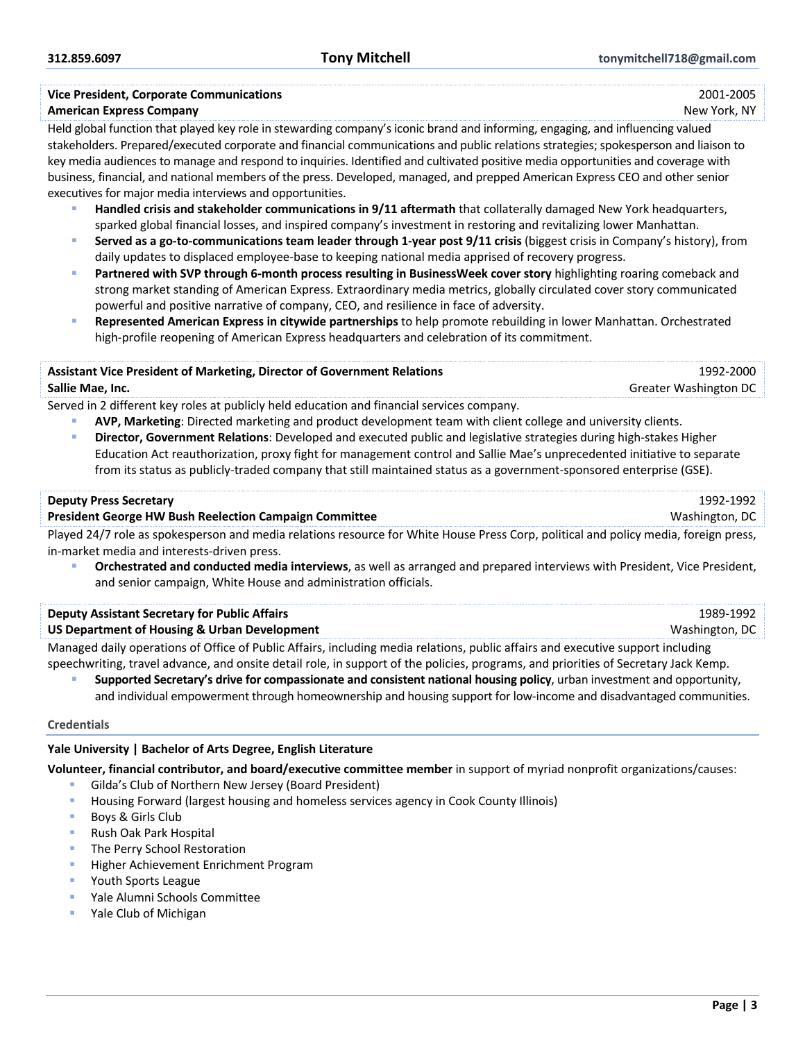**Vice President, Corporate Communications** 2001-2005
**American Express Company** New York, NY

Held global function that played key role in stewarding company's iconic brand and informing, engaging, and influencing valued stakeholders. Prepared/executed corporate and financial communications and public relations strategies; spokesperson and liaison to key media audiences to manage and respond to inquiries. Identified and cultivated positive media opportunities and coverage with business, financial, and national members of the press. Developed, managed, and prepped American Express CEO and other senior executives for major media interviews and opportunities.

- **Handled crisis and stakeholder communications in 9/11 aftermath** that collaterally damaged New York headquarters, sparked global financial losses, and inspired company's investment in restoring and revitalizing lower Manhattan.
- **Served as a go-to-communications team leader through 1-year post 9/11 crisis** (biggest crisis in Company's history), from daily updates to displaced employee-base to keeping national media apprised of recovery progress.
- **Partnered with SVP through 6-month process resulting in BusinessWeek cover story** highlighting roaring comeback and strong market standing of American Express. Extraordinary media metrics, globally circulated cover story communicated powerful and positive narrative of company, CEO, and resilience in face of adversity.
- **Represented American Express in citywide partnerships** to help promote rebuilding in lower Manhattan. Orchestrated high-profile reopening of American Express headquarters and celebration of its commitment.

**Assistant Vice President of Marketing, Director of Government Relations** 1992-2000
**Sallie Mae, Inc.** Greater Washington DC

Served in 2 different key roles at publicly held education and financial services company.

- **AVP, Marketing**: Directed marketing and product development team with client college and university clients.
- **Director, Government Relations**: Developed and executed public and legislative strategies during high-stakes Higher Education Act reauthorization, proxy fight for management control and Sallie Mae's unprecedented initiative to separate from its status as publicly-traded company that still maintained status as a government-sponsored enterprise (GSE).

**Deputy Press Secretary** 1992-1992
**President George HW Bush Reelection Campaign Committee** Washington, DC

Played 24/7 role as spokesperson and media relations resource for White House Press Corp, political and policy media, foreign press, in-market media and interests-driven press.

- **Orchestrated and conducted media interviews**, as well as arranged and prepared interviews with President, Vice President, and senior campaign, White House and administration officials.

**Deputy Assistant Secretary for Public Affairs** 1989-1992
**US Department of Housing & Urban Development** Washington, DC

Managed daily operations of Office of Public Affairs, including media relations, public affairs and executive support including speechwriting, travel advance, and onsite detail role, in support of the policies, programs, and priorities of Secretary Jack Kemp.

- **Supported Secretary's drive for compassionate and consistent national housing policy**, urban investment and opportunity, and individual empowerment through homeownership and housing support for low-income and disadvantaged communities.

## Credentials

**Yale University | Bachelor of Arts Degree, English Literature**

**Volunteer, financial contributor, and board/executive committee member** in support of myriad nonprofit organizations/causes:

- Gilda's Club of Northern New Jersey (Board President)
- Housing Forward (largest housing and homeless services agency in Cook County Illinois)
- Boys & Girls Club
- Rush Oak Park Hospital
- The Perry School Restoration
- Higher Achievement Enrichment Program
- Youth Sports League
- Yale Alumni Schools Committee
- Yale Club of Michigan